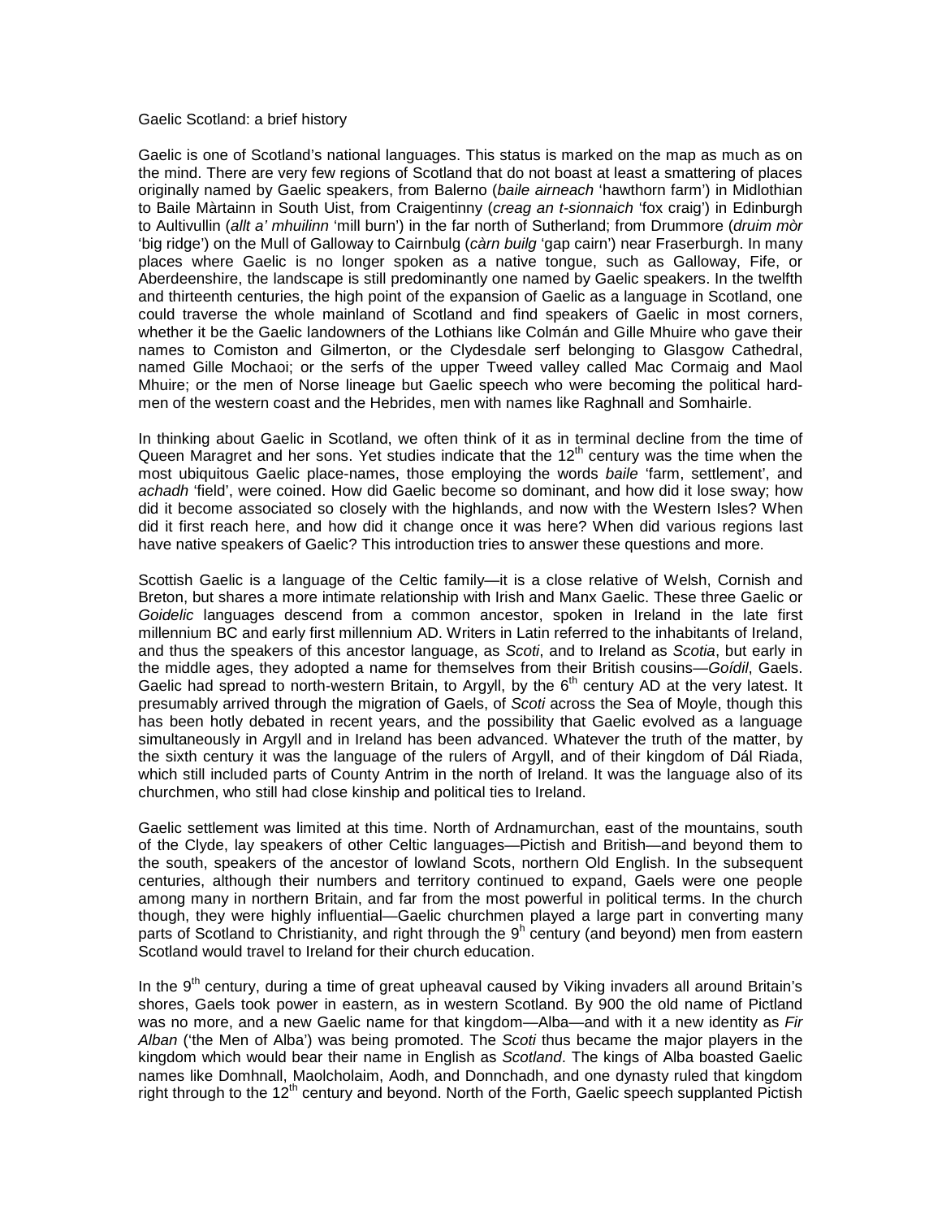Gaelic Scotland: a brief history

Gaelic is one of Scotland's national languages. This status is marked on the map as much as on the mind. There are very few regions of Scotland that do not boast at least a smattering of places originally named by Gaelic speakers, from Balerno (*baile airneach* 'hawthorn farm') in Midlothian to Baile Màrtainn in South Uist, from Craigentinny (*creag an t-sionnaich* 'fox craig') in Edinburgh to Aultivullin (*allt a' mhuilinn* 'mill burn') in the far north of Sutherland; from Drummore (*druim mòr* 'big ridge') on the Mull of Galloway to Cairnbulg (*càrn builg* 'gap cairn') near Fraserburgh. In many places where Gaelic is no longer spoken as a native tongue, such as Galloway, Fife, or Aberdeenshire, the landscape is still predominantly one named by Gaelic speakers. In the twelfth and thirteenth centuries, the high point of the expansion of Gaelic as a language in Scotland, one could traverse the whole mainland of Scotland and find speakers of Gaelic in most corners, whether it be the Gaelic landowners of the Lothians like Colmán and Gille Mhuire who gave their names to Comiston and Gilmerton, or the Clydesdale serf belonging to Glasgow Cathedral, named Gille Mochaoi; or the serfs of the upper Tweed valley called Mac Cormaig and Maol Mhuire; or the men of Norse lineage but Gaelic speech who were becoming the political hard-men of the western coast and the Hebrides, men with names like Raghnall and Somhairle.

In thinking about Gaelic in Scotland, we often think of it as in terminal decline from the time of Queen Maragret and her sons. Yet studies indicate that the 12[th] century was the time when the most ubiquitous Gaelic place-names, those employing the words *baile* 'farm, settlement', and *achadh* 'field', were coined. How did Gaelic become so dominant, and how did it lose sway; how did it become associated so closely with the highlands, and now with the Western Isles? When did it first reach here, and how did it change once it was here? When did various regions last have native speakers of Gaelic? This introduction tries to answer these questions and more.

Scottish Gaelic is a language of the Celtic family—it is a close relative of Welsh, Cornish and Breton, but shares a more intimate relationship with Irish and Manx Gaelic. These three Gaelic or *Goidelic* languages descend from a common ancestor, spoken in Ireland in the late first millennium BC and early first millennium AD. Writers in Latin referred to the inhabitants of Ireland, and thus the speakers of this ancestor language, as *Scoti*, and to Ireland as *Scotia*, but early in the middle ages, they adopted a name for themselves from their British cousins—*Goídil*, Gaels. Gaelic had spread to north-western Britain, to Argyll, by the 6[th] century AD at the very latest. It presumably arrived through the migration of Gaels, of *Scoti* across the Sea of Moyle, though this has been hotly debated in recent years, and the possibility that Gaelic evolved as a language simultaneously in Argyll and in Ireland has been advanced. Whatever the truth of the matter, by the sixth century it was the language of the rulers of Argyll, and of their kingdom of Dál Riada, which still included parts of County Antrim in the north of Ireland. It was the language also of its churchmen, who still had close kinship and political ties to Ireland.

Gaelic settlement was limited at this time. North of Ardnamurchan, east of the mountains, south of the Clyde, lay speakers of other Celtic languages—Pictish and British—and beyond them to the south, speakers of the ancestor of lowland Scots, northern Old English. In the subsequent centuries, although their numbers and territory continued to expand, Gaels were one people among many in northern Britain, and far from the most powerful in political terms. In the church though, they were highly influential—Gaelic churchmen played a large part in converting many parts of Scotland to Christianity, and right through the 9[h] century (and beyond) men from eastern Scotland would travel to Ireland for their church education.

In the 9[th] century, during a time of great upheaval caused by Viking invaders all around Britain's shores, Gaels took power in eastern, as in western Scotland. By 900 the old name of Pictland was no more, and a new Gaelic name for that kingdom—Alba—and with it a new identity as *Fir Alban* ('the Men of Alba') was being promoted. The *Scoti* thus became the major players in the kingdom which would bear their name in English as *Scotland*. The kings of Alba boasted Gaelic names like Domhnall, Maolcholaim, Aodh, and Donnchadh, and one dynasty ruled that kingdom right through to the 12[th] century and beyond. North of the Forth, Gaelic speech supplanted Pictish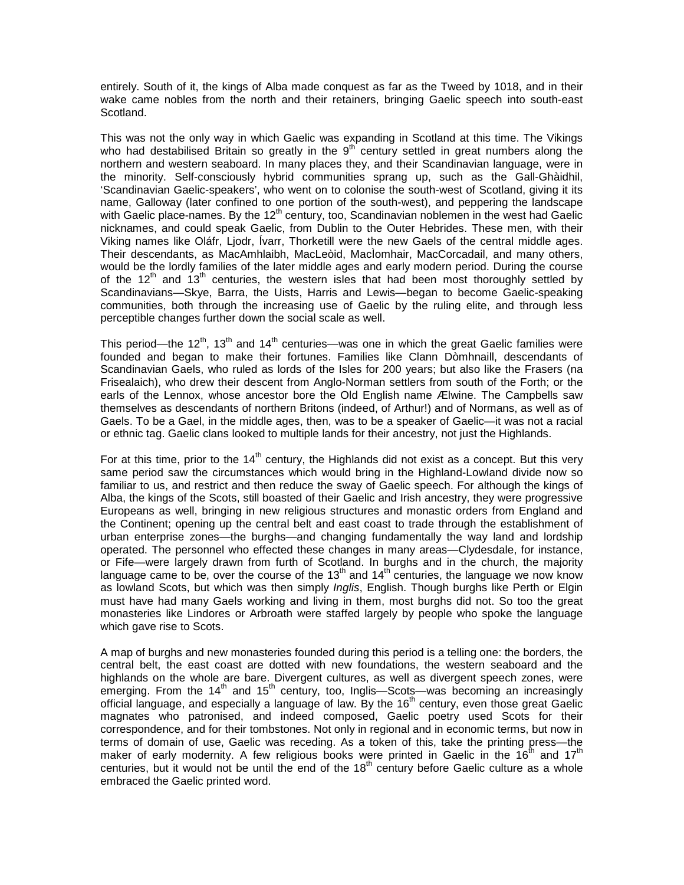entirely. South of it, the kings of Alba made conquest as far as the Tweed by 1018, and in their wake came nobles from the north and their retainers, bringing Gaelic speech into south-east Scotland.

This was not the only way in which Gaelic was expanding in Scotland at this time. The Vikings who had destabilised Britain so greatly in the 9th century settled in great numbers along the northern and western seaboard. In many places they, and their Scandinavian language, were in the minority. Self-consciously hybrid communities sprang up, such as the Gall-Ghàidhil, 'Scandinavian Gaelic-speakers', who went on to colonise the south-west of Scotland, giving it its name, Galloway (later confined to one portion of the south-west), and peppering the landscape with Gaelic place-names. By the 12th century, too, Scandinavian noblemen in the west had Gaelic nicknames, and could speak Gaelic, from Dublin to the Outer Hebrides. These men, with their Viking names like Oláfr, Ljodr, Ívarr, Thorketill were the new Gaels of the central middle ages. Their descendants, as MacAmhlaibh, MacLeòid, MacÌomhair, MacCorcadail, and many others, would be the lordly families of the later middle ages and early modern period. During the course of the 12th and 13th centuries, the western isles that had been most thoroughly settled by Scandinavians—Skye, Barra, the Uists, Harris and Lewis—began to become Gaelic-speaking communities, both through the increasing use of Gaelic by the ruling elite, and through less perceptible changes further down the social scale as well.

This period—the 12th, 13th and 14th centuries—was one in which the great Gaelic families were founded and began to make their fortunes. Families like Clann Dòmhnaill, descendants of Scandinavian Gaels, who ruled as lords of the Isles for 200 years; but also like the Frasers (na Frisealaich), who drew their descent from Anglo-Norman settlers from south of the Forth; or the earls of the Lennox, whose ancestor bore the Old English name Ælwine. The Campbells saw themselves as descendants of northern Britons (indeed, of Arthur!) and of Normans, as well as of Gaels. To be a Gael, in the middle ages, then, was to be a speaker of Gaelic—it was not a racial or ethnic tag. Gaelic clans looked to multiple lands for their ancestry, not just the Highlands.

For at this time, prior to the 14th century, the Highlands did not exist as a concept. But this very same period saw the circumstances which would bring in the Highland-Lowland divide now so familiar to us, and restrict and then reduce the sway of Gaelic speech. For although the kings of Alba, the kings of the Scots, still boasted of their Gaelic and Irish ancestry, they were progressive Europeans as well, bringing in new religious structures and monastic orders from England and the Continent; opening up the central belt and east coast to trade through the establishment of urban enterprise zones—the burghs—and changing fundamentally the way land and lordship operated. The personnel who effected these changes in many areas—Clydesdale, for instance, or Fife—were largely drawn from furth of Scotland. In burghs and in the church, the majority language came to be, over the course of the 13th and 14th centuries, the language we now know as lowland Scots, but which was then simply *Inglis*, English. Though burghs like Perth or Elgin must have had many Gaels working and living in them, most burghs did not. So too the great monasteries like Lindores or Arbroath were staffed largely by people who spoke the language which gave rise to Scots.

A map of burghs and new monasteries founded during this period is a telling one: the borders, the central belt, the east coast are dotted with new foundations, the western seaboard and the highlands on the whole are bare. Divergent cultures, as well as divergent speech zones, were emerging. From the 14th and 15th century, too, Inglis—Scots—was becoming an increasingly official language, and especially a language of law. By the 16th century, even those great Gaelic magnates who patronised, and indeed composed, Gaelic poetry used Scots for their correspondence, and for their tombstones. Not only in regional and in economic terms, but now in terms of domain of use, Gaelic was receding. As a token of this, take the printing press—the maker of early modernity. A few religious books were printed in Gaelic in the 16th and 17th centuries, but it would not be until the end of the 18th century before Gaelic culture as a whole embraced the Gaelic printed word.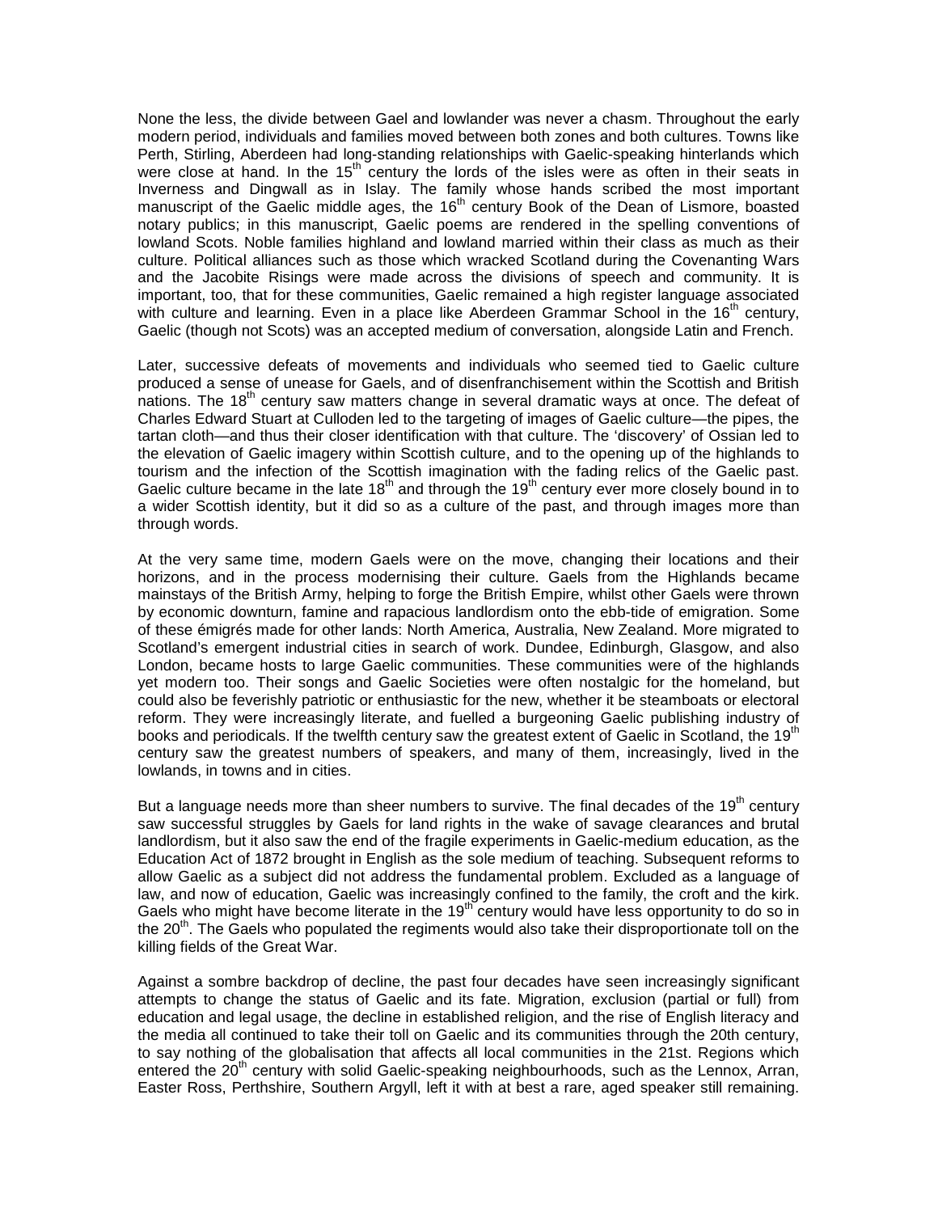None the less, the divide between Gael and lowlander was never a chasm. Throughout the early modern period, individuals and families moved between both zones and both cultures. Towns like Perth, Stirling, Aberdeen had long-standing relationships with Gaelic-speaking hinterlands which were close at hand. In the 15th century the lords of the isles were as often in their seats in Inverness and Dingwall as in Islay. The family whose hands scribed the most important manuscript of the Gaelic middle ages, the 16th century Book of the Dean of Lismore, boasted notary publics; in this manuscript, Gaelic poems are rendered in the spelling conventions of lowland Scots. Noble families highland and lowland married within their class as much as their culture. Political alliances such as those which wracked Scotland during the Covenanting Wars and the Jacobite Risings were made across the divisions of speech and community. It is important, too, that for these communities, Gaelic remained a high register language associated with culture and learning. Even in a place like Aberdeen Grammar School in the 16th century, Gaelic (though not Scots) was an accepted medium of conversation, alongside Latin and French.

Later, successive defeats of movements and individuals who seemed tied to Gaelic culture produced a sense of unease for Gaels, and of disenfranchisement within the Scottish and British nations. The 18th century saw matters change in several dramatic ways at once. The defeat of Charles Edward Stuart at Culloden led to the targeting of images of Gaelic culture—the pipes, the tartan cloth—and thus their closer identification with that culture. The 'discovery' of Ossian led to the elevation of Gaelic imagery within Scottish culture, and to the opening up of the highlands to tourism and the infection of the Scottish imagination with the fading relics of the Gaelic past. Gaelic culture became in the late 18th and through the 19th century ever more closely bound in to a wider Scottish identity, but it did so as a culture of the past, and through images more than through words.

At the very same time, modern Gaels were on the move, changing their locations and their horizons, and in the process modernising their culture. Gaels from the Highlands became mainstays of the British Army, helping to forge the British Empire, whilst other Gaels were thrown by economic downturn, famine and rapacious landlordism onto the ebb-tide of emigration. Some of these émigrés made for other lands: North America, Australia, New Zealand. More migrated to Scotland's emergent industrial cities in search of work. Dundee, Edinburgh, Glasgow, and also London, became hosts to large Gaelic communities. These communities were of the highlands yet modern too. Their songs and Gaelic Societies were often nostalgic for the homeland, but could also be feverishly patriotic or enthusiastic for the new, whether it be steamboats or electoral reform. They were increasingly literate, and fuelled a burgeoning Gaelic publishing industry of books and periodicals. If the twelfth century saw the greatest extent of Gaelic in Scotland, the 19th century saw the greatest numbers of speakers, and many of them, increasingly, lived in the lowlands, in towns and in cities.

But a language needs more than sheer numbers to survive. The final decades of the 19th century saw successful struggles by Gaels for land rights in the wake of savage clearances and brutal landlordism, but it also saw the end of the fragile experiments in Gaelic-medium education, as the Education Act of 1872 brought in English as the sole medium of teaching. Subsequent reforms to allow Gaelic as a subject did not address the fundamental problem. Excluded as a language of law, and now of education, Gaelic was increasingly confined to the family, the croft and the kirk. Gaels who might have become literate in the 19th century would have less opportunity to do so in the 20th. The Gaels who populated the regiments would also take their disproportionate toll on the killing fields of the Great War.

Against a sombre backdrop of decline, the past four decades have seen increasingly significant attempts to change the status of Gaelic and its fate. Migration, exclusion (partial or full) from education and legal usage, the decline in established religion, and the rise of English literacy and the media all continued to take their toll on Gaelic and its communities through the 20th century, to say nothing of the globalisation that affects all local communities in the 21st. Regions which entered the 20th century with solid Gaelic-speaking neighbourhoods, such as the Lennox, Arran, Easter Ross, Perthshire, Southern Argyll, left it with at best a rare, aged speaker still remaining.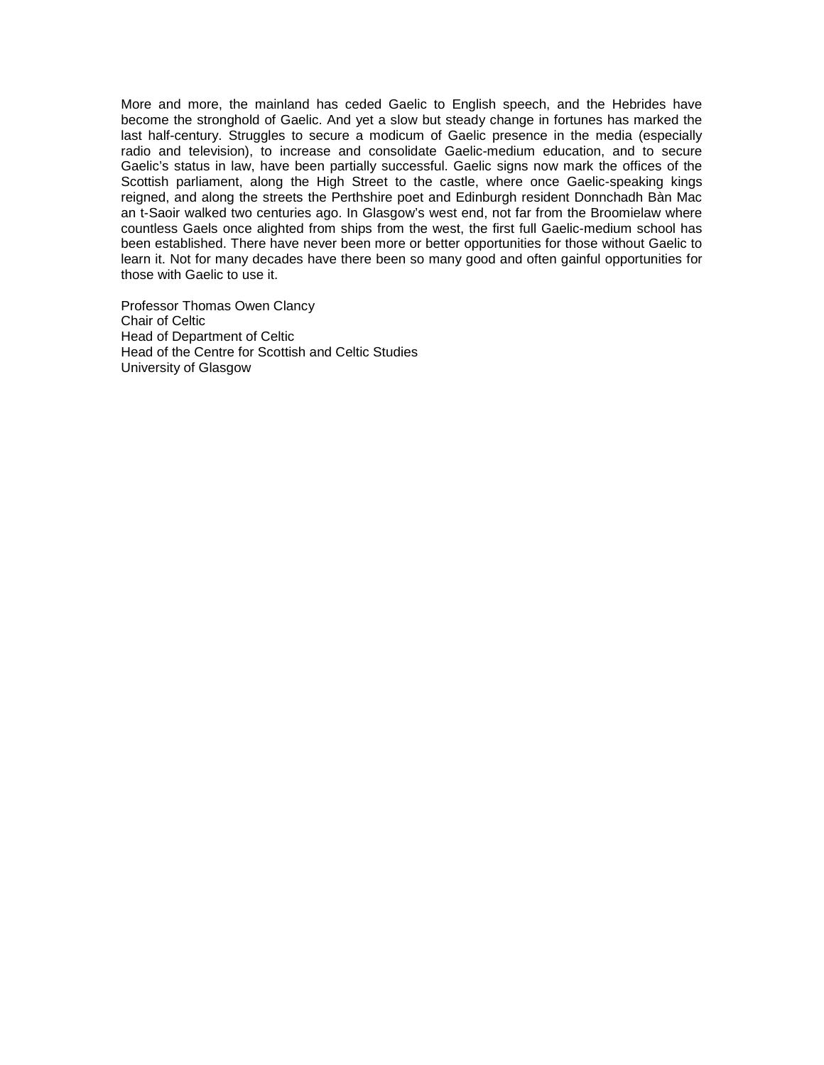More and more, the mainland has ceded Gaelic to English speech, and the Hebrides have become the stronghold of Gaelic. And yet a slow but steady change in fortunes has marked the last half-century. Struggles to secure a modicum of Gaelic presence in the media (especially radio and television), to increase and consolidate Gaelic-medium education, and to secure Gaelic's status in law, have been partially successful. Gaelic signs now mark the offices of the Scottish parliament, along the High Street to the castle, where once Gaelic-speaking kings reigned, and along the streets the Perthshire poet and Edinburgh resident Donnchadh Bàn Mac an t-Saoir walked two centuries ago. In Glasgow's west end, not far from the Broomielaw where countless Gaels once alighted from ships from the west, the first full Gaelic-medium school has been established. There have never been more or better opportunities for those without Gaelic to learn it. Not for many decades have there been so many good and often gainful opportunities for those with Gaelic to use it.

Professor Thomas Owen Clancy  
Chair of Celtic  
Head of Department of Celtic  
Head of the Centre for Scottish and Celtic Studies  
University of Glasgow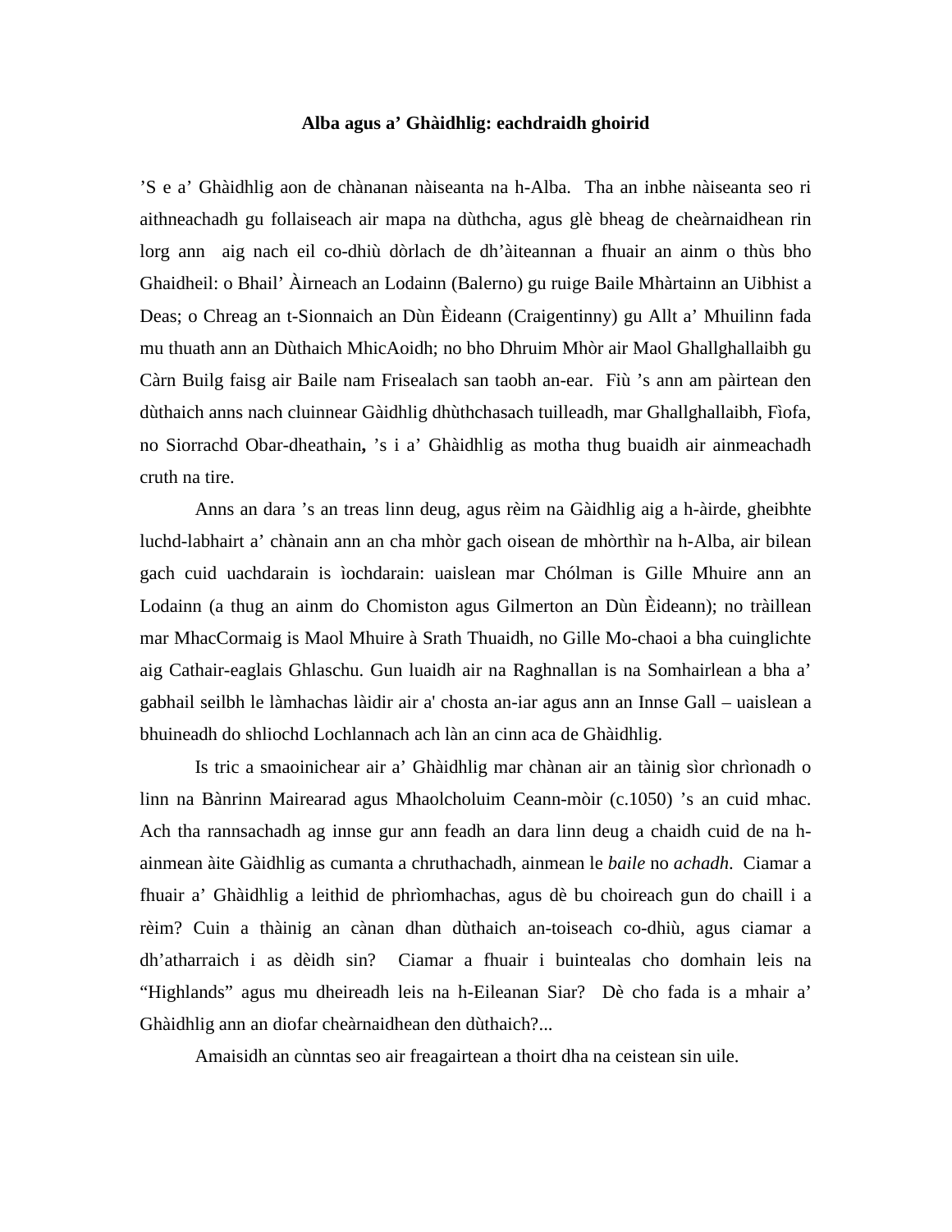**Alba agus a' Ghàidhlig: eachdraidh ghoirid**

'S e a' Ghàidhlig aon de chànanan nàiseanta na h-Alba. Tha an inbhe nàiseanta seo ri aithneachadh gu follaiseach air mapa na dùthcha, agus glè bheag de cheàrnaidhean rin lorg ann aig nach eil co-dhiù dòrlach de dh'àiteannan a fhuair an ainm o thùs bho Ghaidheil: o Bhail' Àirneach an Lodainn (Balerno) gu ruige Baile Mhàrtainn an Uibhist a Deas; o Chreag an t-Sionnaich an Dùn Èideann (Craigentinny) gu Allt a' Mhuilinn fada mu thuath ann an Dùthaich MhicAoidh; no bho Dhruim Mhòr air Maol Ghallghallaibh gu Càrn Builg faisg air Baile nam Frisealach san taobh an-ear. Fiù 's ann am pàirtean den dùthaich anns nach cluinnear Gàidhlig dhùthchasach tuilleadh, mar Ghallghallaibh, Fìofa, no Siorrachd Obar-dheathain**,** 's i a' Ghàidhlig as motha thug buaidh air ainmeachadh cruth na tire.

Anns an dara 's an treas linn deug, agus rèim na Gàidhlig aig a h-àirde, gheibhte luchd-labhairt a' chànain ann an cha mhòr gach oisean de mhòrthìr na h-Alba, air bilean gach cuid uachdarain is ìochdarain: uaislean mar Chólman is Gille Mhuire ann an Lodainn (a thug an ainm do Chomiston agus Gilmerton an Dùn Èideann); no tràillean mar MhacCormaig is Maol Mhuire à Srath Thuaidh, no Gille Mo-chaoi a bha cuinglichte aig Cathair-eaglais Ghlaschu. Gun luaidh air na Raghnallan is na Somhairlean a bha a' gabhail seilbh le làmhachas làidir air a' chosta an-iar agus ann an Innse Gall – uaislean a bhuineadh do shliochd Lochlannach ach làn an cinn aca de Ghàidhlig.

Is tric a smaoinichear air a' Ghàidhlig mar chànan air an tàinig sìor chrìonadh o linn na Bànrinn Mairearad agus Mhaolcholuim Ceann-mòir (c.1050) 's an cuid mhac. Ach tha rannsachadh ag innse gur ann feadh an dara linn deug a chaidh cuid de na h-ainmean àite Gàidhlig as cumanta a chruthachadh, ainmean le *baile* no *achadh*. Ciamar a fhuair a' Ghàidhlig a leithid de phrìomhachas, agus dè bu choireach gun do chaill i a rèim? Cuin a thàinig an cànan dhan dùthaich an-toiseach co-dhiù, agus ciamar a dh'atharraich i as dèidh sin? Ciamar a fhuair i buintealas cho domhain leis na "Highlands" agus mu dheireadh leis na h-Eileanan Siar? Dè cho fada is a mhair a' Ghàidhlig ann an diofar cheàrnaidhean den dùthaich?...

Amaisidh an cùnntas seo air freagairtean a thoirt dha na ceistean sin uile.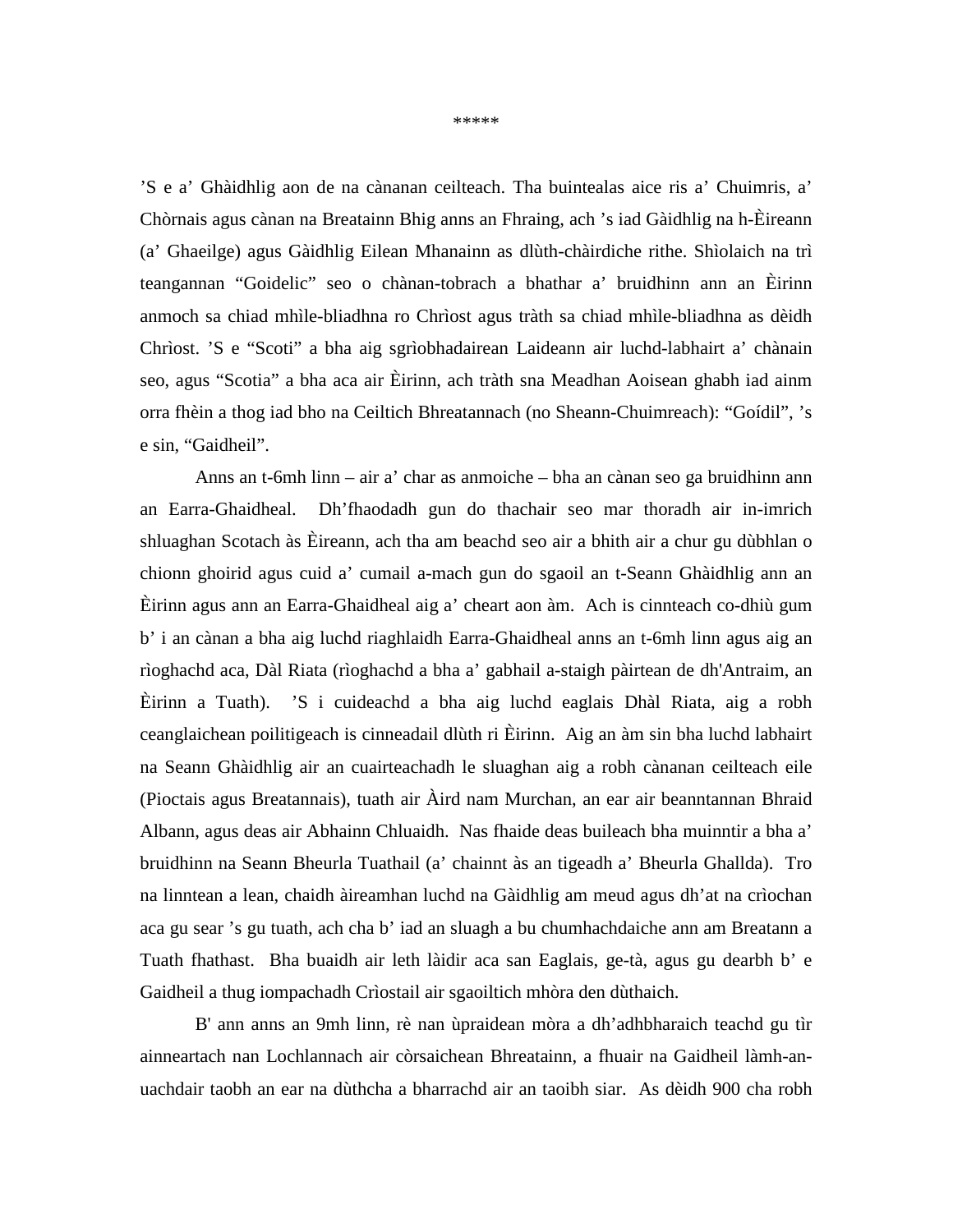\*\*\*\*\*

’S e a’ Ghàidhlig aon de na cànanan ceilteach. Tha buintealas aice ris a’ Chuimris, a’ Chòrnais agus cànan na Breatainn Bhig anns an Fhraing, ach ’s iad Gàidhlig na h-Èireann (a’ Ghaeilge) agus Gàidhlig Eilean Mhanainn as dlùth-chàirdiche rithe. Shìolaich na trì teangannan “Goidelic” seo o chànan-tobrach a bhathar a’ bruidhinn ann an Èirinn anmoch sa chiad mhìle-bliadhna ro Chrìost agus tràth sa chiad mhìle-bliadhna as dèidh Chrìost. ’S e “Scoti” a bha aig sgrìobhadairean Laideann air luchd-labhairt a’ chànain seo, agus “Scotia” a bha aca air Èirinn, ach tràth sna Meadhan Aoisean ghabh iad ainm orra fhèin a thog iad bho na Ceiltich Bhreatannach (no Sheann-Chuimreach): “Goídil”, ’s e sin, “Gaidheil”.

Anns an t-6mh linn – air a’ char as anmoiche – bha an cànan seo ga bruidhinn ann an Earra-Ghaidheal. Dh’fhaodadh gun do thachair seo mar thoradh air in-imrich shluaghan Scotach às Èireann, ach tha am beachd seo air a bhith air a chur gu dùbhlan o chionn ghoirid agus cuid a’ cumail a-mach gun do sgaoil an t-Seann Ghàidhlig ann an Èirinn agus ann an Earra-Ghaidheal aig a’ cheart aon àm. Ach is cinnteach co-dhiù gum b’ i an cànan a bha aig luchd riaghlaidh Earra-Ghaidheal anns an t-6mh linn agus aig an rìoghachd aca, Dàl Riata (rìoghachd a bha a’ gabhail a-staigh pàirtean de dh'Antraim, an Èirinn a Tuath). ’S i cuideachd a bha aig luchd eaglais Dhàl Riata, aig a robh ceanglaichean poilitigeach is cinneadail dlùth ri Èirinn. Aig an àm sin bha luchd labhairt na Seann Ghàidhlig air an cuairteachadh le sluaghan aig a robh cànanan ceilteach eile (Pioctais agus Breatannais), tuath air Àird nam Murchan, an ear air beanntannan Bhraid Albann, agus deas air Abhainn Chluaidh. Nas fhaide deas buileach bha muinntir a bha a’ bruidhinn na Seann Bheurla Tuathail (a’ chainnt às an tigeadh a’ Bheurla Ghallda). Tro na linntean a lean, chaidh àireamhan luchd na Gàidhlig am meud agus dh’at na crìochan aca gu sear ’s gu tuath, ach cha b’ iad an sluagh a bu chumhachdaiche ann am Breatann a Tuath fhathast. Bha buaidh air leth làidir aca san Eaglais, ge-tà, agus gu dearbh b’ e Gaidheil a thug iompachadh Crìostail air sgaoiltich mhòra den dùthaich.

B' ann anns an 9mh linn, rè nan ùpraidean mòra a dh’adhbharaich teachd gu tìr ainneartach nan Lochlannach air còrsaichean Bhreatainn, a fhuair na Gaidheil làmh-an-uachdair taobh an ear na dùthcha a bharrachd air an taoibh siar. As dèidh 900 cha robh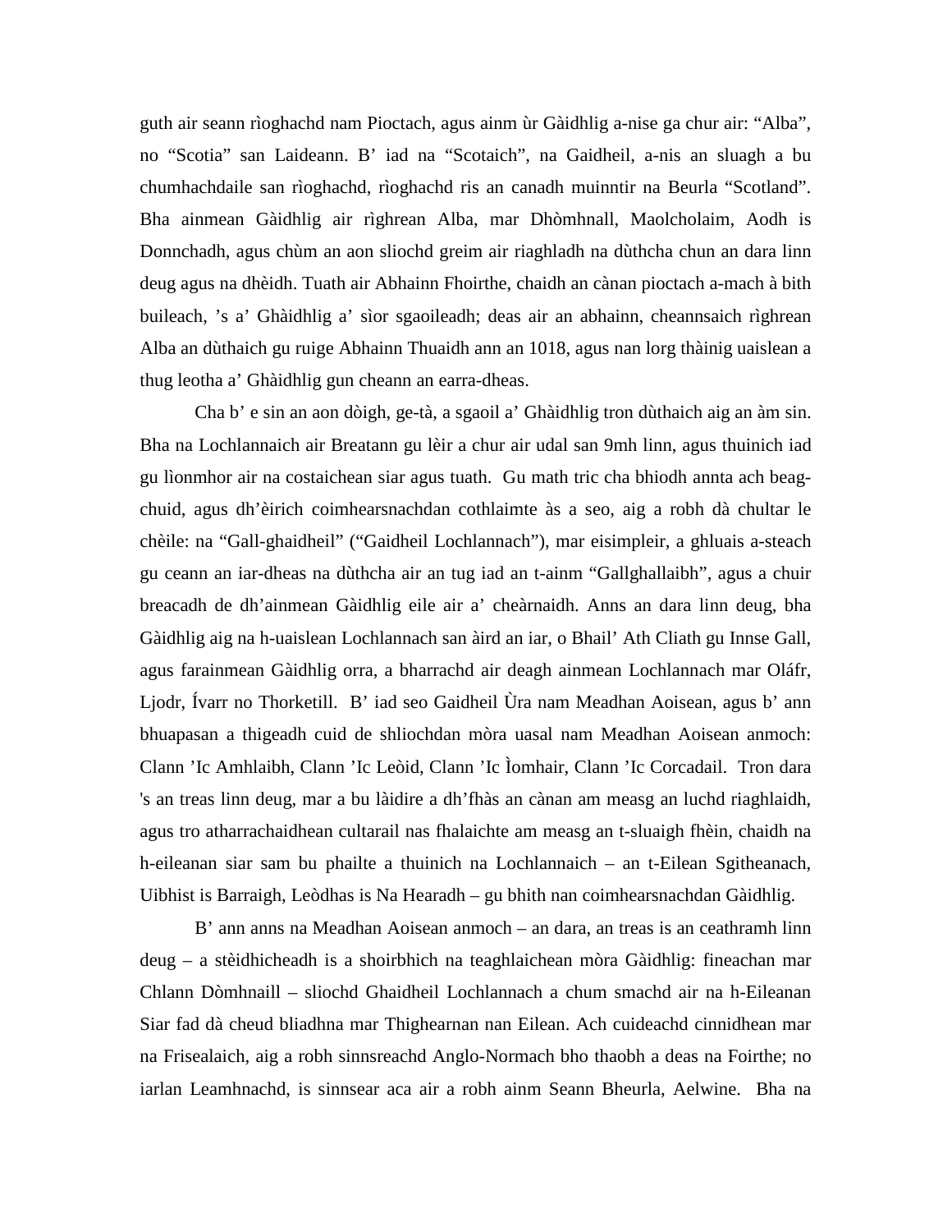guth air seann rìoghachd nam Pioctach, agus ainm ùr Gàidhlig a-nise ga chur air: “Alba”, no “Scotia” san Laideann. B’ iad na “Scotaich”, na Gaidheil, a-nis an sluagh a bu chumhachdaile san rìoghachd, rìoghachd ris an canadh muinntir na Beurla “Scotland”. Bha ainmean Gàidhlig air rìghrean Alba, mar Dhòmhnall, Maolcholaim, Aodh is Donnchadh, agus chùm an aon sliochd greim air riaghladh na dùthcha chun an dara linn deug agus na dhèidh. Tuath air Abhainn Fhoirthe, chaidh an cànan pioctach a-mach à bith buileach, ’s a’ Ghàidhlig a’ sìor sgaoileadh; deas air an abhainn, cheannsaich rìghrean Alba an dùthaich gu ruige Abhainn Thuaidh ann an 1018, agus nan lorg thàinig uaislean a thug leotha a’ Ghàidhlig gun cheann an earra-dheas.

Cha b’ e sin an aon dòigh, ge-tà, a sgaoil a’ Ghàidhlig tron dùthaich aig an àm sin. Bha na Lochlannaich air Breatann gu lèir a chur air udal san 9mh linn, agus thuinich iad gu lìonmhor air na costaichean siar agus tuath. Gu math tric cha bhiodh annta ach beag-chuid, agus dh’èirich coimhearsnachdan cothlaimte às a seo, aig a robh dà chultar le chèile: na “Gall-ghaidheil” (“Gaidheil Lochlannach”), mar eisimpleir, a ghluais a-steach gu ceann an iar-dheas na dùthcha air an tug iad an t-ainm “Gallghallaibh”, agus a chuir breacadh de dh’ainmean Gàidhlig eile air a’ cheàrnaidh. Anns an dara linn deug, bha Gàidhlig aig na h-uaislean Lochlannach san àird an iar, o Bhail’ Ath Cliath gu Innse Gall, agus farainmean Gàidhlig orra, a bharrachd air deagh ainmean Lochlannach mar Oláfr, Ljodr, Ívarr no Thorketill. B’ iad seo Gaidheil Ùra nam Meadhan Aoisean, agus b’ ann bhuapasan a thigeadh cuid de shliochdan mòra uasal nam Meadhan Aoisean anmoch: Clann ’Ic Amhlaibh, Clann ’Ic Leòid, Clann ’Ic Ìomhair, Clann ’Ic Corcadail. Tron dara 's an treas linn deug, mar a bu làidire a dh’fhàs an cànan am measg an luchd riaghlaidh, agus tro atharrachaidhean cultarail nas fhalaichte am measg an t-sluaigh fhèin, chaidh na h-eileanan siar sam bu phailte a thuinich na Lochlannaich – an t-Eilean Sgitheanach, Uibhist is Barraigh, Leòdhas is Na Hearadh – gu bhith nan coimhearsnachdan Gàidhlig.

B’ ann anns na Meadhan Aoisean anmoch – an dara, an treas is an ceathramh linn deug – a stèidhicheadh is a shoirbhich na teaghlaichean mòra Gàidhlig: fineachan mar Chlann Dòmhnaill – sliochd Ghaidheil Lochlannach a chum smachd air na h-Eileanan Siar fad dà cheud bliadhna mar Thighearnan nan Eilean. Ach cuideachd cinnidhean mar na Frisealaich, aig a robh sinnsreachd Anglo-Normach bho thaobh a deas na Foirthe; no iarlan Leamhnachd, is sinnsear aca air a robh ainm Seann Bheurla, Aelwine. Bha na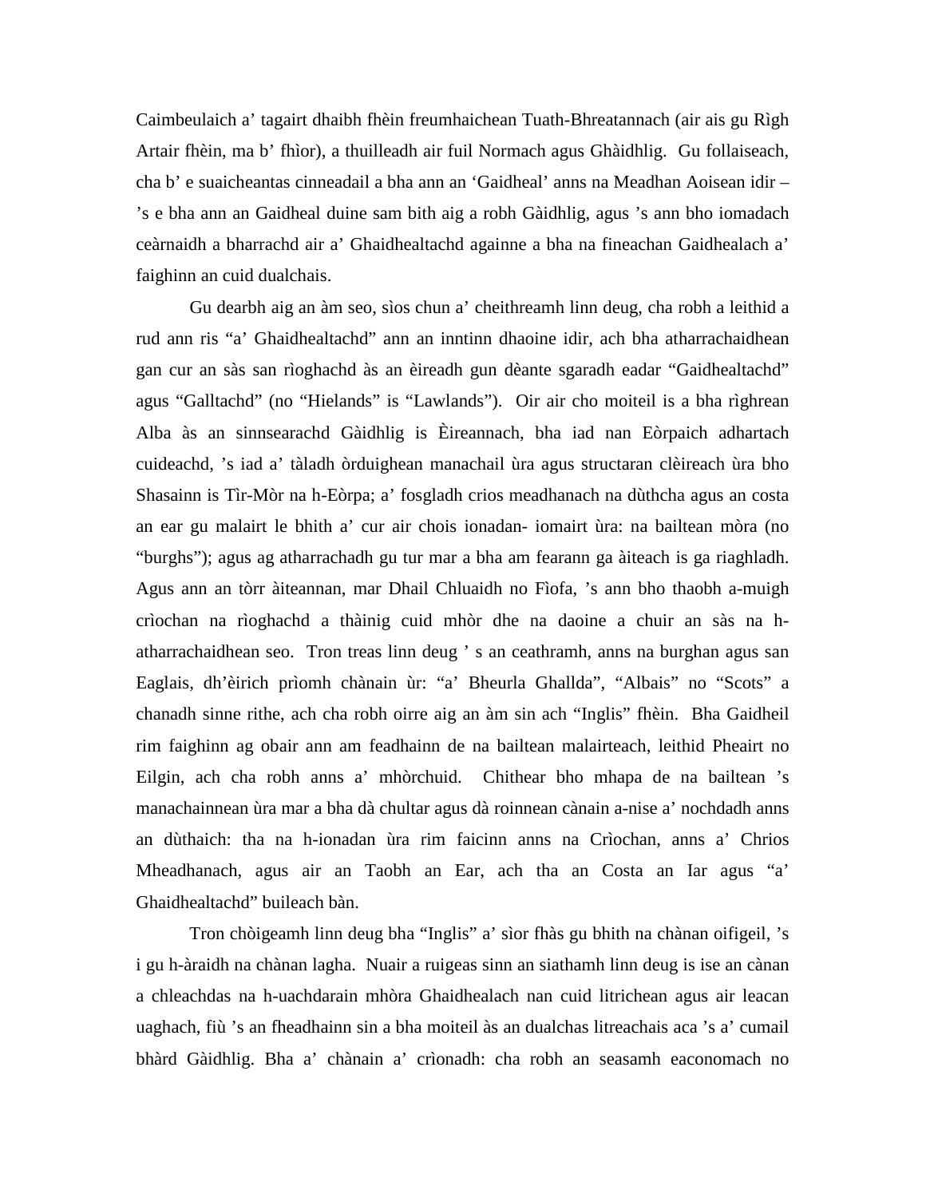Caimbeulaich a’ tagairt dhaibh fhèin freumhaichean Tuath-Bhreatannach (air ais gu Rìgh Artair fhèin, ma b’ fhìor), a thuilleadh air fuil Normach agus Ghàidhlig. Gu follaiseach, cha b’ e suaicheantas cinneadail a bha ann an ‘Gaidheal’ anns na Meadhan Aoisean idir – ’s e bha ann an Gaidheal duine sam bith aig a robh Gàidhlig, agus ’s ann bho iomadach ceàrnaidh a bharrachd air a’ Ghaidhealtachd againne a bha na fineachan Gaidhealach a’ faighinn an cuid dualchais.

Gu dearbh aig an àm seo, sìos chun a’ cheithreamh linn deug, cha robh a leithid a rud ann ris “a’ Ghaidhealtachd” ann an inntinn dhaoine idir, ach bha atharrachaidhean gan cur an sàs san rìoghachd às an èireadh gun dèante sgaradh eadar “Gaidhealtachd” agus “Galltachd” (no “Hielands” is “Lawlands”). Oir air cho moiteil is a bha rìghrean Alba às an sinnsearachd Gàidhlig is Èireannach, bha iad nan Eòrpaich adhartach cuideachd, ’s iad a’ tàladh òrduighean manachail ùra agus structaran clèireach ùra bho Shasainn is Tìr-Mòr na h-Eòrpa; a’ fosgladh crios meadhanach na dùthcha agus an costa an ear gu malairt le bhith a’ cur air chois ionadan- iomairt ùra: na bailtean mòra (no “burghs”); agus ag atharrachadh gu tur mar a bha am fearann ga àiteach is ga riaghladh. Agus ann an tòrr àiteannan, mar Dhail Chluaidh no Fìofa, ’s ann bho thaobh a-muigh crìochan na rìoghachd a thàinig cuid mhòr dhe na daoine a chuir an sàs na h-atharrachaidhean seo. Tron treas linn deug ’ s an ceathramh, anns na burghan agus san Eaglais, dh’èirich prìomh chànain ùr: “a’ Bheurla Ghallda”, “Albais” no “Scots” a chanadh sinne rithe, ach cha robh oirre aig an àm sin ach “Inglis” fhèin. Bha Gaidheil rim faighinn ag obair ann am feadhainn de na bailtean malairteach, leithid Pheairt no Eilgin, ach cha robh anns a’ mhòrchuid. Chithear bho mhapa de na bailtean ’s manachainnean ùra mar a bha dà chultar agus dà roinnean cànain a-nise a’ nochdadh anns an dùthaich: tha na h-ionadan ùra rim faicinn anns na Crìochan, anns a’ Chrios Mheadhanach, agus air an Taobh an Ear, ach tha an Costa an Iar agus “a’ Ghaidhealtachd” buileach bàn.

Tron chòigeamh linn deug bha “Inglis” a’ sìor fhàs gu bhith na chànan oifigeil, ’s i gu h-àraidh na chànan lagha. Nuair a ruigeas sinn an siathamh linn deug is ise an cànan a chleachdas na h-uachdarain mhòra Ghaidhealach nan cuid litrichean agus air leacan uaghach, fiù ’s an fheadhainn sin a bha moiteil às an dualchas litreachais aca ’s a’ cumail bhàrd Gàidhlig. Bha a’ chànain a’ crìonadh: cha robh an seasamh eaconomach no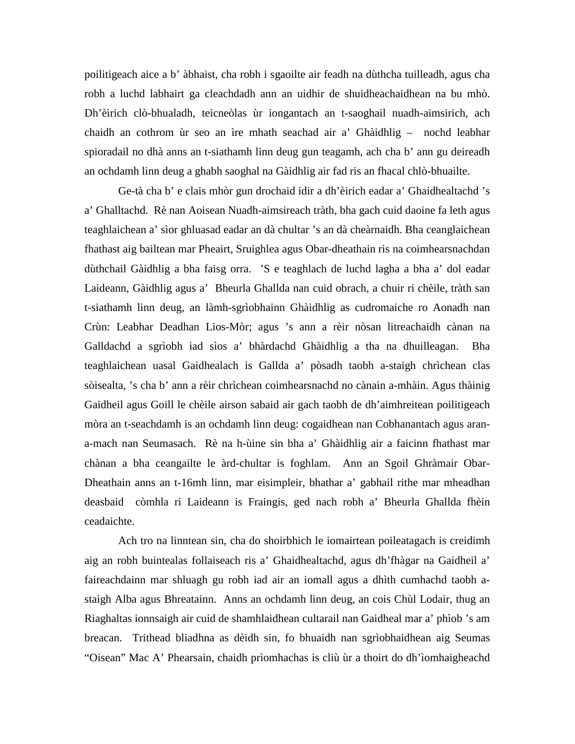poilitigeach aice a b' àbhaist, cha robh i sgaoilte air feadh na dùthcha tuilleadh, agus cha robh a luchd labhairt ga cleachdadh ann an uidhir de shuidheachaidhean na bu mhò. Dh'èirich clò-bhualadh, teicneòlas ùr iongantach an t-saoghail nuadh-aimsirich, ach chaidh an cothrom ùr seo an ìre mhath seachad air a' Ghàidhlig – nochd leabhar spioradail no dhà anns an t-siathamh linn deug gun teagamh, ach cha b' ann gu deireadh an ochdamh linn deug a ghabh saoghal na Gàidhlig air fad ris an fhacal chlò-bhuailte.

Ge-tà cha b' e clais mhòr gun drochaid idir a dh'èirich eadar a' Ghaidhealtachd 's a' Ghalltachd. Rè nan Aoisean Nuadh-aimsireach tràth, bha gach cuid daoine fa leth agus teaghlaichean a' sìor ghluasad eadar an dà chultar 's an dà cheàrnaidh. Bha ceanglaichean fhathast aig bailtean mar Pheairt, Sruighlea agus Obar-dheathain ris na coimhearsnachdan dùthchail Gàidhlig a bha faisg orra. 'S e teaghlach de luchd lagha a bha a' dol eadar Laideann, Gàidhlig agus a' Bheurla Ghallda nan cuid obrach, a chuir ri chèile, tràth san t-siathamh linn deug, an làmh-sgrìobhainn Ghàidhlig as cudromaiche ro Aonadh nan Crùn: Leabhar Deadhan Lios-Mòr; agus 's ann a rèir nòsan litreachaidh cànan na Galldachd a sgrìobh iad sìos a' bhàrdachd Ghàidhlig a tha na dhuilleagan. Bha teaghlaichean uasal Gaidhealach is Gallda a' pòsadh taobh a-staigh chrìchean clas sòisealta, 's cha b' ann a rèir chrìchean coimhearsnachd no cànain a-mhàin. Agus thàinig Gaidheil agus Goill le chèile airson sabaid air gach taobh de dh'aimhreitean poilitigeach mòra an t-seachdamh is an ochdamh linn deug: cogaidhean nan Cobhanantach agus aran-a-mach nan Seumasach. Rè na h-ùine sin bha a' Ghàidhlig air a faicinn fhathast mar chànan a bha ceangailte le àrd-chultar is foghlam. Ann an Sgoil Ghràmair Obar-Dheathain anns an t-16mh linn, mar eisimpleir, bhathar a' gabhail rithe mar mheadhan deasbaid còmhla ri Laideann is Fraingis, ged nach robh a' Bheurla Ghallda fhèin ceadaichte.

Ach tro na linntean sin, cha do shoirbhich le iomairtean poileatagach is creidimh aig an robh buintealas follaiseach ris a' Ghaidhealtachd, agus dh'fhàgar na Gaidheil a' faireachdainn mar shluagh gu robh iad air an iomall agus a dhìth cumhachd taobh a-staigh Alba agus Bhreatainn. Anns an ochdamh linn deug, an cois Chùl Lodair, thug an Riaghaltas ionnsaigh air cuid de shamhlaidhean cultarail nan Gaidheal mar a' phìob 's am breacan. Trithead bliadhna as dèidh sin, fo bhuaidh nan sgrìobhaidhean aig Seumas "Oisean" Mac A' Phearsain, chaidh prìomhachas is cliù ùr a thoirt do dh'ìomhaigheachd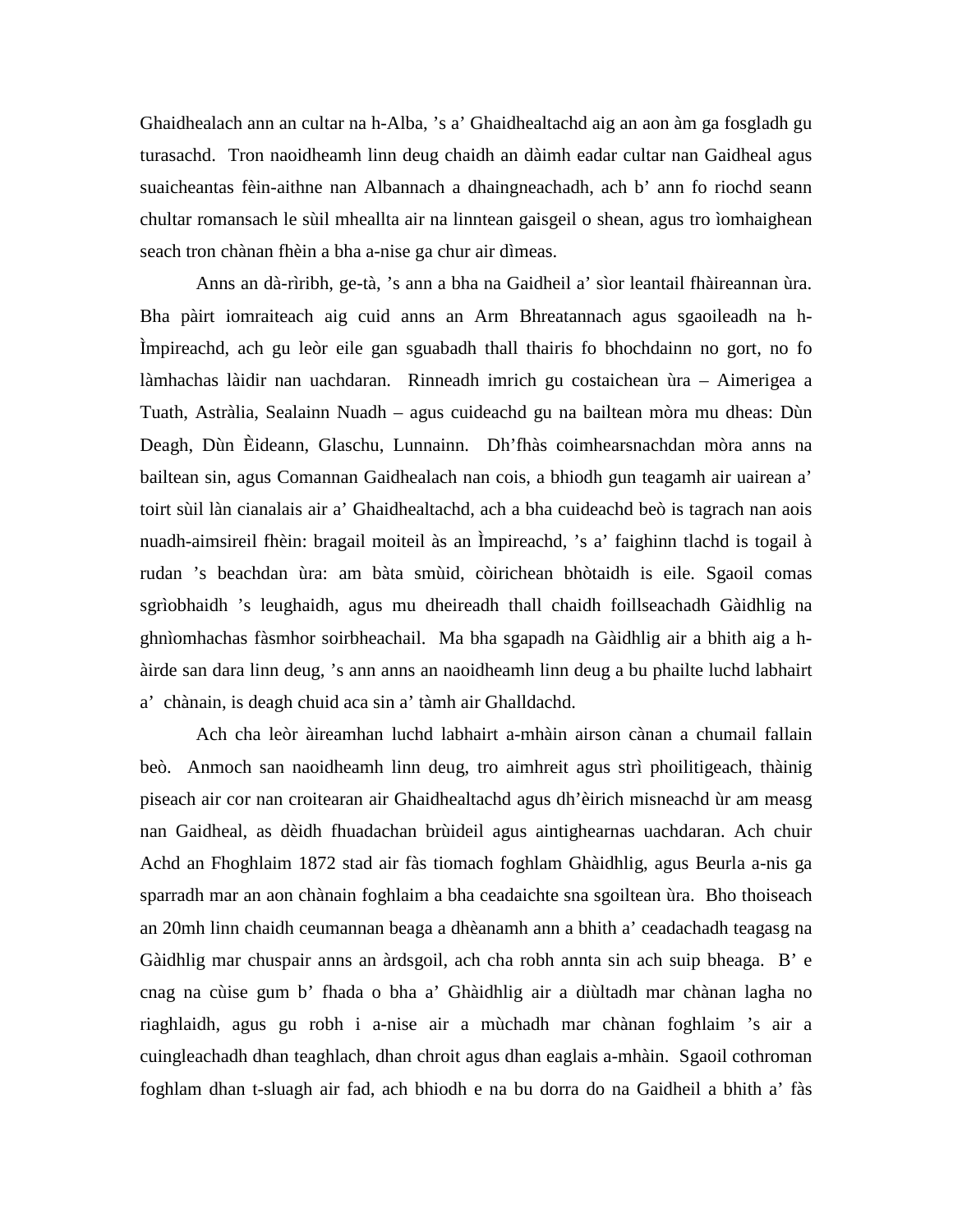Ghaidhealach ann an cultar na h-Alba, 's a' Ghaidhealtachd aig an aon àm ga fosgladh gu turasachd. Tron naoidheamh linn deug chaidh an dàimh eadar cultar nan Gaidheal agus suaicheantas fèin-aithne nan Albannach a dhaingneachadh, ach b' ann fo riochd seann chultar romansach le sùil mheallta air na linntean gaisgeil o shean, agus tro ìomhaighean seach tron chànan fhèin a bha a-nise ga chur air dìmeas.

Anns an dà-rìribh, ge-tà, 's ann a bha na Gaidheil a' sìor leantail fhàireannan ùra. Bha pàirt iomraiteach aig cuid anns an Arm Bhreatannach agus sgaoileadh na h-Ìmpireachd, ach gu leòr eile gan sguabadh thall thairis fo bhochdainn no gort, no fo làmhachas làidir nan uachdaran. Rinneadh imrich gu costaichean ùra – Aimerigea a Tuath, Astràlia, Sealainn Nuadh – agus cuideachd gu na bailtean mòra mu dheas: Dùn Deagh, Dùn Èideann, Glaschu, Lunnainn. Dh'fhàs coimhearsnachdan mòra anns na bailtean sin, agus Comannan Gaidhealach nan cois, a bhiodh gun teagamh air uairean a' toirt sùil làn cianalais air a' Ghaidhealtachd, ach a bha cuideachd beò is tagrach nan aois nuadh-aimsireil fhèin: bragail moiteil às an Ìmpireachd, 's a' faighinn tlachd is togail à rudan 's beachdan ùra: am bàta smùid, còirichean bhòtaidh is eile. Sgaoil comas sgrìobhaidh 's leughaidh, agus mu dheireadh thall chaidh foillseachadh Gàidhlig na ghnìomhachas fàsmhor soirbheachail. Ma bha sgapadh na Gàidhlig air a bhith aig a h-àirde san dara linn deug, 's ann anns an naoidheamh linn deug a bu phailte luchd labhairt a' chànain, is deagh chuid aca sin a' tàmh air Ghalldachd.

Ach cha leòr àireamhan luchd labhairt a-mhàin airson cànan a chumail fallain beò. Anmoch san naoidheamh linn deug, tro aimhreit agus strì phoilitigeach, thàinig piseach air cor nan croitearan air Ghaidhealtachd agus dh'èirich misneachd ùr am measg nan Gaidheal, as dèidh fhuadachan brùideil agus aintighearnas uachdaran. Ach chuir Achd an Fhoghlaim 1872 stad air fàs tiomach foghlam Ghàidhlig, agus Beurla a-nis ga sparradh mar an aon chànain foghlaim a bha ceadaichte sna sgoiltean ùra. Bho thoiseach an 20mh linn chaidh ceumannan beaga a dhèanamh ann a bhith a' ceadachadh teagasg na Gàidhlig mar chuspair anns an àrdsgoil, ach cha robh annta sin ach suip bheaga. B' e cnag na cùise gum b' fhada o bha a' Ghàidhlig air a diùltadh mar chànan lagha no riaghlaidh, agus gu robh i a-nise air a mùchadh mar chànan foghlaim 's air a cuingleachadh dhan teaghlach, dhan chroit agus dhan eaglais a-mhàin. Sgaoil cothroman foghlam dhan t-sluagh air fad, ach bhiodh e na bu dorra do na Gaidheil a bhith a' fàs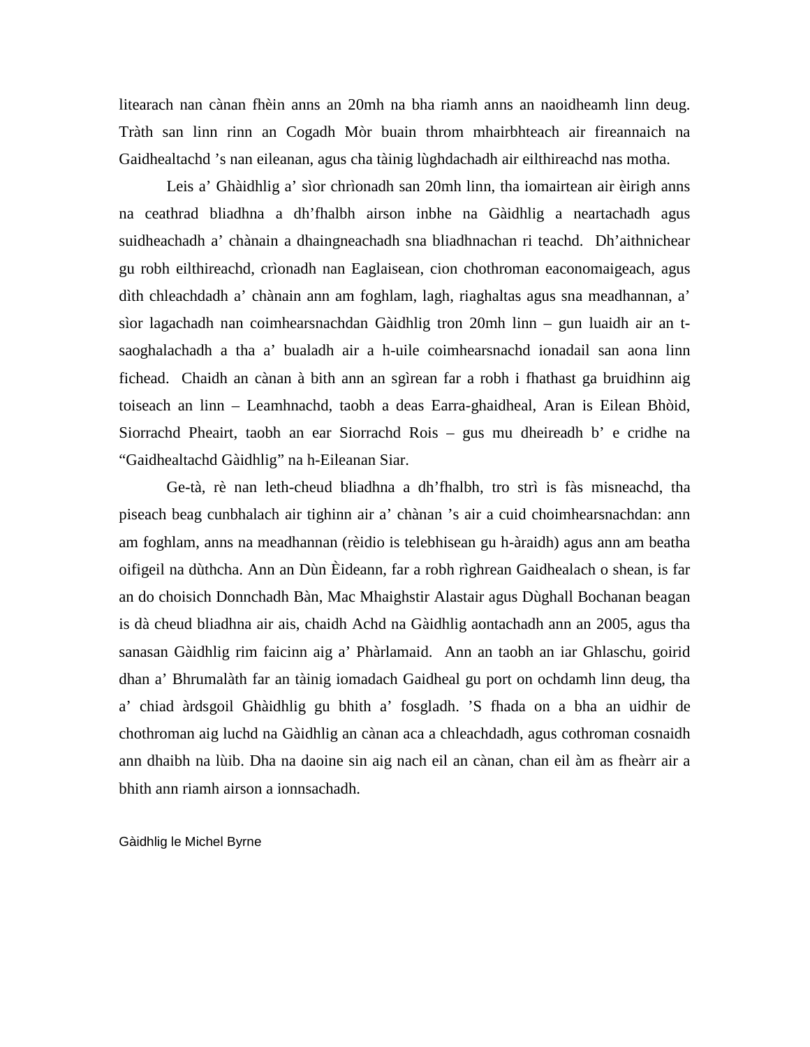litearach nan cànan fhèin anns an 20mh na bha riamh anns an naoidheamh linn deug. Tràth san linn rinn an Cogadh Mòr buain throm mhairbhteach air fireannaich na Gaidhealtachd 's nan eileanan, agus cha tàinig lùghdachadh air eilthireachd nas motha.

Leis a' Ghàidhlig a' sìor chrìonadh san 20mh linn, tha iomairtean air èirigh anns na ceathrad bliadhna a dh'fhalbh airson inbhe na Gàidhlig a neartachadh agus suidheachadh a' chànain a dhaingneachadh sna bliadhnachan ri teachd. Dh'aithnichear gu robh eilthireachd, crìonadh nan Eaglaisean, cion chothroman eaconomaigeach, agus dìth chleachdadh a' chànain ann am foghlam, lagh, riaghaltas agus sna meadhannan, a' sìor lagachadh nan coimhearsnachdan Gàidhlig tron 20mh linn – gun luaidh air an t-saoghalachadh a tha a' bualadh air a h-uile coimhearsnachd ionadail san aona linn fichead. Chaidh an cànan à bith ann an sgìrean far a robh i fhathast ga bruidhinn aig toiseach an linn – Leamhnachd, taobh a deas Earra-ghaidheal, Aran is Eilean Bhòid, Siorrachd Pheairt, taobh an ear Siorrachd Rois – gus mu dheireadh b' e cridhe na "Gaidhealtachd Gàidhlig" na h-Eileanan Siar.

Ge-tà, rè nan leth-cheud bliadhna a dh'fhalbh, tro strì is fàs misneachd, tha piseach beag cunbhalach air tighinn air a' chànan 's air a cuid choimhearsnachdan: ann am foghlam, anns na meadhannan (rèidio is telebhisean gu h-àraidh) agus ann am beatha oifigeil na dùthcha. Ann an Dùn Èideann, far a robh rìghrean Gaidhealach o shean, is far an do choisich Donnchadh Bàn, Mac Mhaighstir Alastair agus Dùghall Bochanan beagan is dà cheud bliadhna air ais, chaidh Achd na Gàidhlig aontachadh ann an 2005, agus tha sanasan Gàidhlig rim faicinn aig a' Phàrlamaid. Ann an taobh an iar Ghlaschu, goirid dhan a' Bhrumalàth far an tàinig iomadach Gaidheal gu port on ochdamh linn deug, tha a' chiad àrdsgoil Ghàidhlig gu bhith a' fosgladh. 'S fhada on a bha an uidhir de chothroman aig luchd na Gàidhlig an cànan aca a chleachdadh, agus cothroman cosnaidh ann dhaibh na lùib. Dha na daoine sin aig nach eil an cànan, chan eil àm as fheàrr air a bhith ann riamh airson a ionnsachadh.

Gàidhlig le Michel Byrne